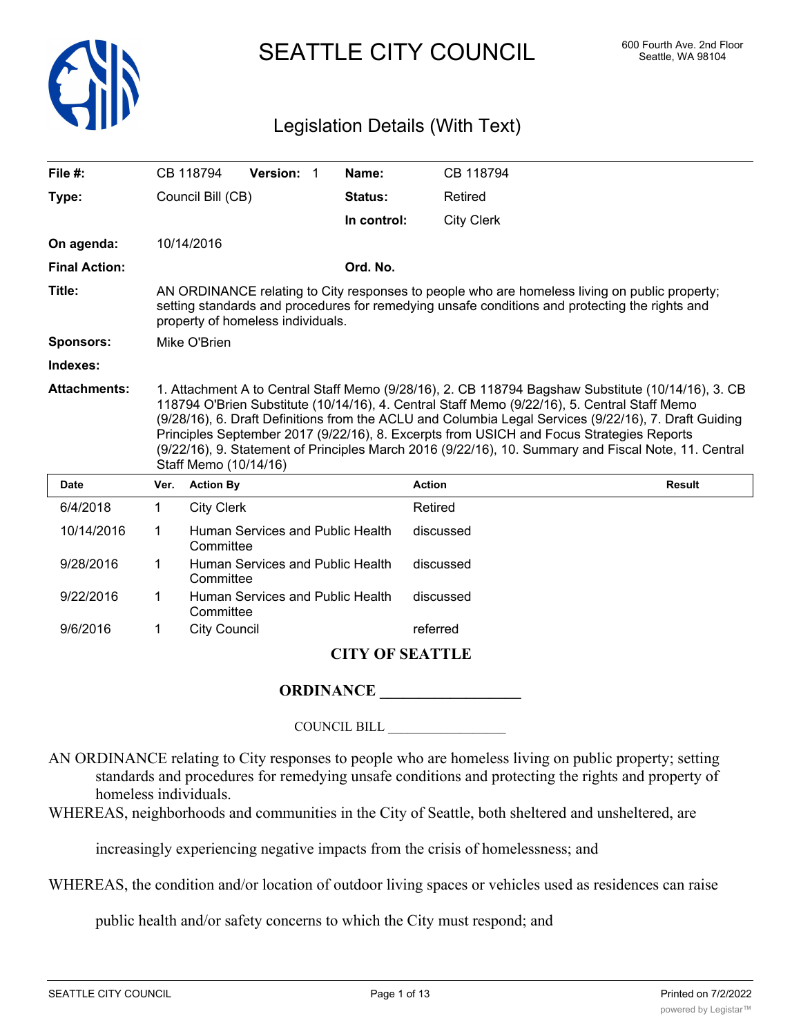# SEATTLE CITY COUNCIL

600 Fourth Ave. 2nd Floor
Seattle, WA 98104

## Legislation Details (With Text)

| | | | | |
|---|---|---|---|---|
| **File #:** | CB 118794 | **Version:** 1 | **Name:** | CB 118794 |
| **Type:** | Council Bill (CB) | | **Status:** | Retired |
| | | | **In control:** | City Clerk |
| **On agenda:** | 10/14/2016 | | | |
| **Final Action:** | | | **Ord. No.** | |

**Title:** AN ORDINANCE relating to City responses to people who are homeless living on public property; setting standards and procedures for remedying unsafe conditions and protecting the rights and property of homeless individuals.

**Sponsors:** Mike O'Brien

**Indexes:**

**Attachments:** 1. Attachment A to Central Staff Memo (9/28/16), 2. CB 118794 Bagshaw Substitute (10/14/16), 3. CB 118794 O'Brien Substitute (10/14/16), 4. Central Staff Memo (9/22/16), 5. Central Staff Memo (9/28/16), 6. Draft Definitions from the ACLU and Columbia Legal Services (9/22/16), 7. Draft Guiding Principles September 2017 (9/22/16), 8. Excerpts from USICH and Focus Strategies Reports (9/22/16), 9. Statement of Principles March 2016 (9/22/16), 10. Summary and Fiscal Note, 11. Central Staff Memo (10/14/16)

| Date | Ver. | Action By | Action | Result |
|---|---|---|---|---|
| 6/4/2018 | 1 | City Clerk | Retired | |
| 10/14/2016 | 1 | Human Services and Public Health Committee | discussed | |
| 9/28/2016 | 1 | Human Services and Public Health Committee | discussed | |
| 9/22/2016 | 1 | Human Services and Public Health Committee | discussed | |
| 9/6/2016 | 1 | City Council | referred | |

**CITY OF SEATTLE**

**ORDINANCE __________________**

COUNCIL BILL __________________

AN ORDINANCE relating to City responses to people who are homeless living on public property; setting standards and procedures for remedying unsafe conditions and protecting the rights and property of homeless individuals.

WHEREAS, neighborhoods and communities in the City of Seattle, both sheltered and unsheltered, are increasingly experiencing negative impacts from the crisis of homelessness; and

WHEREAS, the condition and/or location of outdoor living spaces or vehicles used as residences can raise public health and/or safety concerns to which the City must respond; and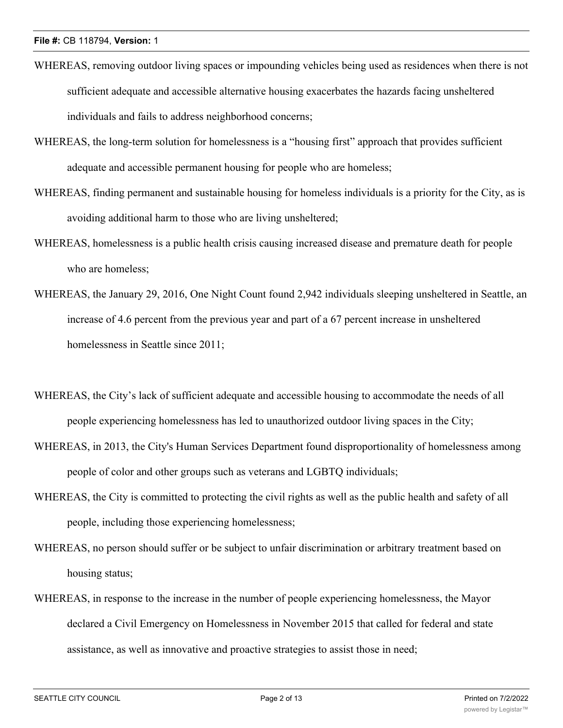WHEREAS, removing outdoor living spaces or impounding vehicles being used as residences when there is not sufficient adequate and accessible alternative housing exacerbates the hazards facing unsheltered individuals and fails to address neighborhood concerns;

WHEREAS, the long-term solution for homelessness is a "housing first" approach that provides sufficient adequate and accessible permanent housing for people who are homeless;

WHEREAS, finding permanent and sustainable housing for homeless individuals is a priority for the City, as is avoiding additional harm to those who are living unsheltered;

WHEREAS, homelessness is a public health crisis causing increased disease and premature death for people who are homeless;

WHEREAS, the January 29, 2016, One Night Count found 2,942 individuals sleeping unsheltered in Seattle, an increase of 4.6 percent from the previous year and part of a 67 percent increase in unsheltered homelessness in Seattle since 2011;

WHEREAS, the City's lack of sufficient adequate and accessible housing to accommodate the needs of all people experiencing homelessness has led to unauthorized outdoor living spaces in the City;

WHEREAS, in 2013, the City's Human Services Department found disproportionality of homelessness among people of color and other groups such as veterans and LGBTQ individuals;

WHEREAS, the City is committed to protecting the civil rights as well as the public health and safety of all people, including those experiencing homelessness;

WHEREAS, no person should suffer or be subject to unfair discrimination or arbitrary treatment based on housing status;

WHEREAS, in response to the increase in the number of people experiencing homelessness, the Mayor declared a Civil Emergency on Homelessness in November 2015 that called for federal and state assistance, as well as innovative and proactive strategies to assist those in need;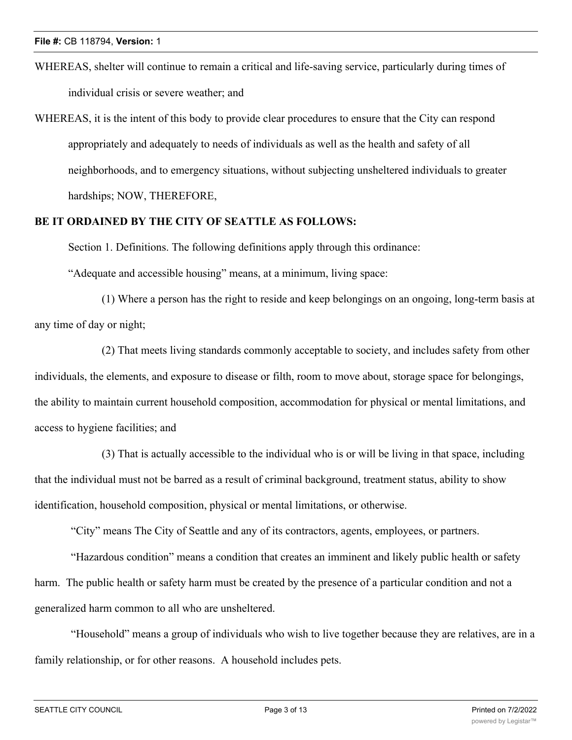WHEREAS, shelter will continue to remain a critical and life-saving service, particularly during times of individual crisis or severe weather; and

WHEREAS, it is the intent of this body to provide clear procedures to ensure that the City can respond appropriately and adequately to needs of individuals as well as the health and safety of all neighborhoods, and to emergency situations, without subjecting unsheltered individuals to greater hardships; NOW, THEREFORE,

**BE IT ORDAINED BY THE CITY OF SEATTLE AS FOLLOWS:**

Section 1. Definitions. The following definitions apply through this ordinance:

"Adequate and accessible housing" means, at a minimum, living space:

(1) Where a person has the right to reside and keep belongings on an ongoing, long-term basis at any time of day or night;

(2) That meets living standards commonly acceptable to society, and includes safety from other individuals, the elements, and exposure to disease or filth, room to move about, storage space for belongings, the ability to maintain current household composition, accommodation for physical or mental limitations, and access to hygiene facilities; and

(3) That is actually accessible to the individual who is or will be living in that space, including that the individual must not be barred as a result of criminal background, treatment status, ability to show identification, household composition, physical or mental limitations, or otherwise.

"City" means The City of Seattle and any of its contractors, agents, employees, or partners.

"Hazardous condition" means a condition that creates an imminent and likely public health or safety harm. The public health or safety harm must be created by the presence of a particular condition and not a generalized harm common to all who are unsheltered.

"Household" means a group of individuals who wish to live together because they are relatives, are in a family relationship, or for other reasons. A household includes pets.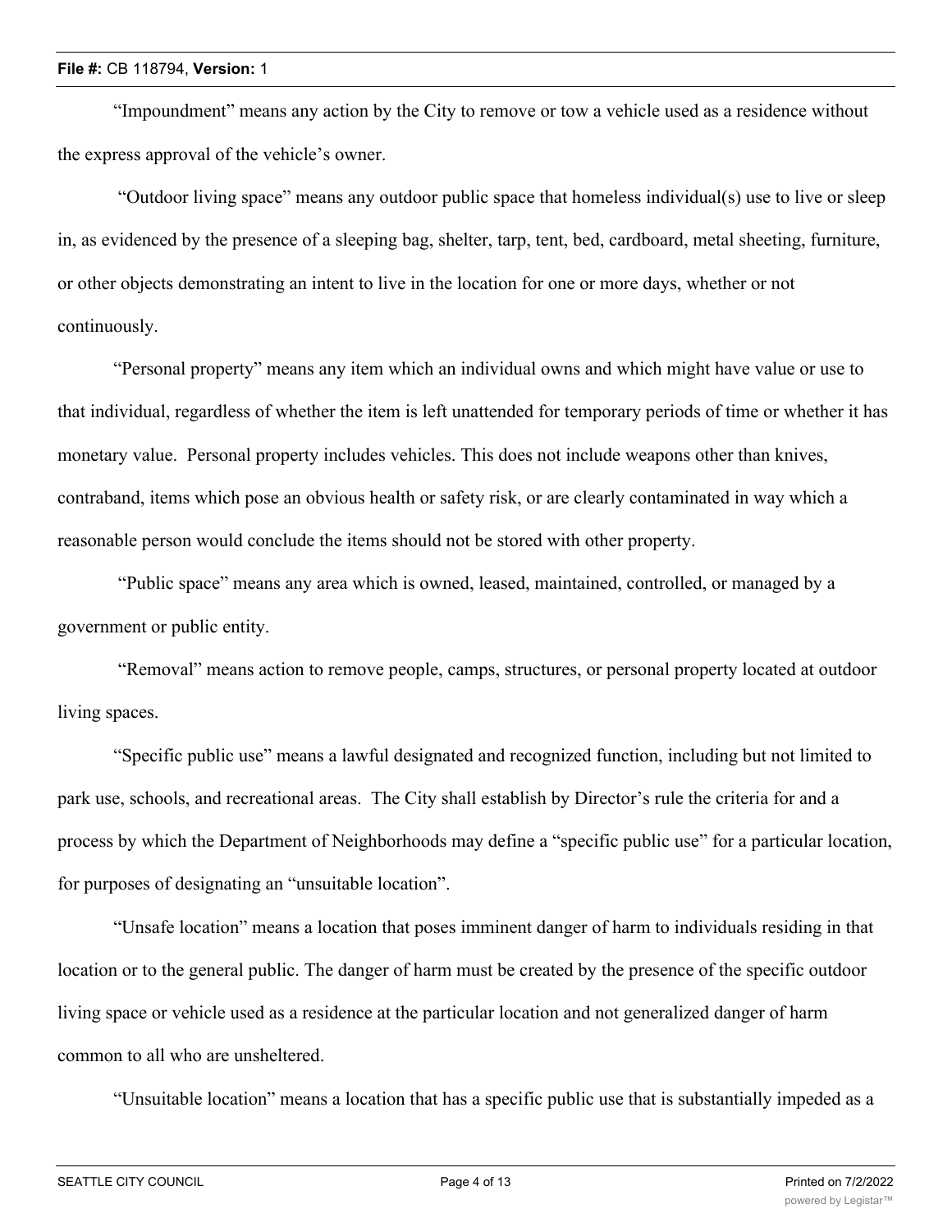"Impoundment" means any action by the City to remove or tow a vehicle used as a residence without the express approval of the vehicle's owner.

"Outdoor living space" means any outdoor public space that homeless individual(s) use to live or sleep in, as evidenced by the presence of a sleeping bag, shelter, tarp, tent, bed, cardboard, metal sheeting, furniture, or other objects demonstrating an intent to live in the location for one or more days, whether or not continuously.

"Personal property" means any item which an individual owns and which might have value or use to that individual, regardless of whether the item is left unattended for temporary periods of time or whether it has monetary value. Personal property includes vehicles. This does not include weapons other than knives, contraband, items which pose an obvious health or safety risk, or are clearly contaminated in way which a reasonable person would conclude the items should not be stored with other property.

"Public space" means any area which is owned, leased, maintained, controlled, or managed by a government or public entity.

"Removal" means action to remove people, camps, structures, or personal property located at outdoor living spaces.

"Specific public use" means a lawful designated and recognized function, including but not limited to park use, schools, and recreational areas. The City shall establish by Director's rule the criteria for and a process by which the Department of Neighborhoods may define a "specific public use" for a particular location, for purposes of designating an "unsuitable location".

"Unsafe location" means a location that poses imminent danger of harm to individuals residing in that location or to the general public. The danger of harm must be created by the presence of the specific outdoor living space or vehicle used as a residence at the particular location and not generalized danger of harm common to all who are unsheltered.

"Unsuitable location" means a location that has a specific public use that is substantially impeded as a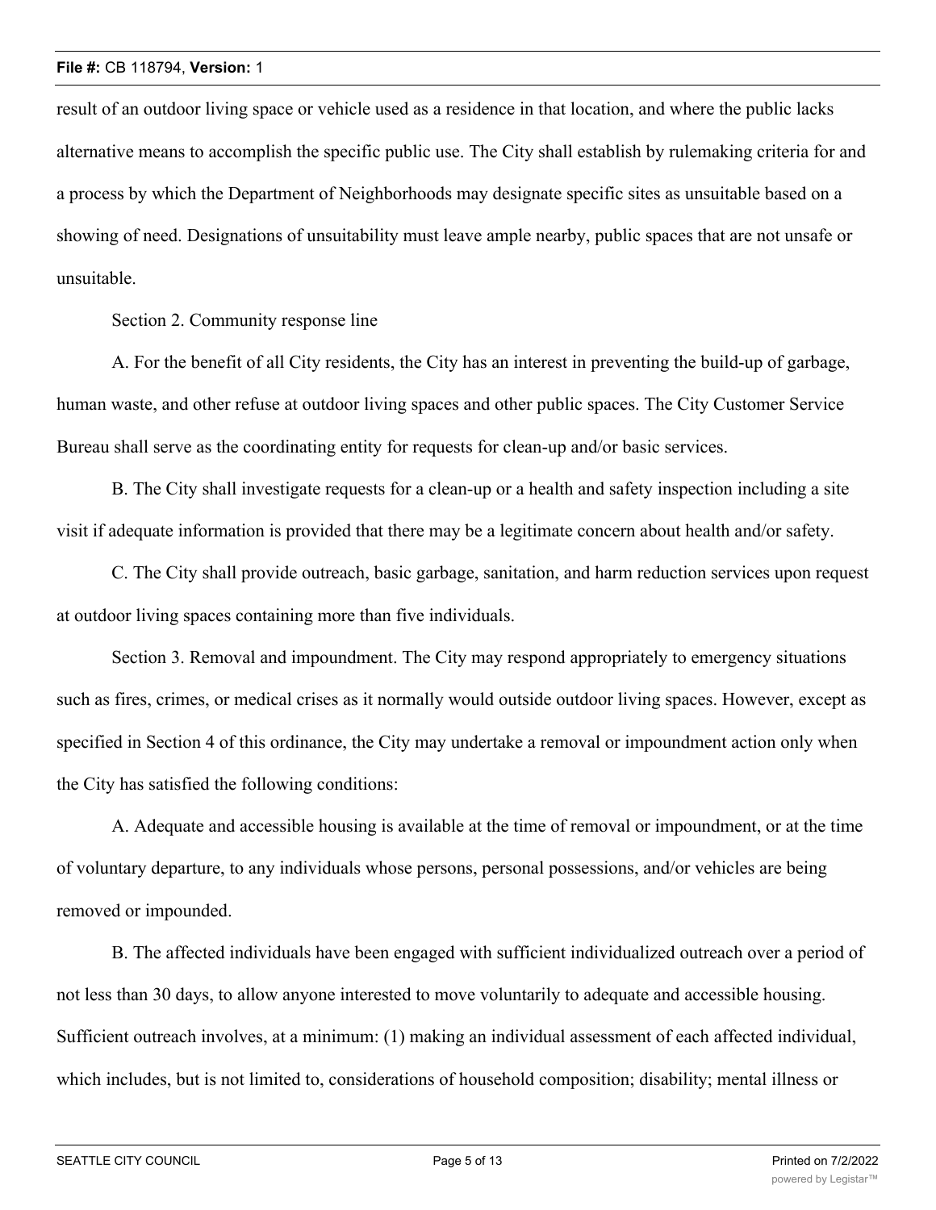result of an outdoor living space or vehicle used as a residence in that location, and where the public lacks alternative means to accomplish the specific public use. The City shall establish by rulemaking criteria for and a process by which the Department of Neighborhoods may designate specific sites as unsuitable based on a showing of need. Designations of unsuitability must leave ample nearby, public spaces that are not unsafe or unsuitable.

Section 2. Community response line

A. For the benefit of all City residents, the City has an interest in preventing the build-up of garbage, human waste, and other refuse at outdoor living spaces and other public spaces. The City Customer Service Bureau shall serve as the coordinating entity for requests for clean-up and/or basic services.

B. The City shall investigate requests for a clean-up or a health and safety inspection including a site visit if adequate information is provided that there may be a legitimate concern about health and/or safety.

C. The City shall provide outreach, basic garbage, sanitation, and harm reduction services upon request at outdoor living spaces containing more than five individuals.

Section 3. Removal and impoundment. The City may respond appropriately to emergency situations such as fires, crimes, or medical crises as it normally would outside outdoor living spaces. However, except as specified in Section 4 of this ordinance, the City may undertake a removal or impoundment action only when the City has satisfied the following conditions:

A. Adequate and accessible housing is available at the time of removal or impoundment, or at the time of voluntary departure, to any individuals whose persons, personal possessions, and/or vehicles are being removed or impounded.

B. The affected individuals have been engaged with sufficient individualized outreach over a period of not less than 30 days, to allow anyone interested to move voluntarily to adequate and accessible housing. Sufficient outreach involves, at a minimum: (1) making an individual assessment of each affected individual, which includes, but is not limited to, considerations of household composition; disability; mental illness or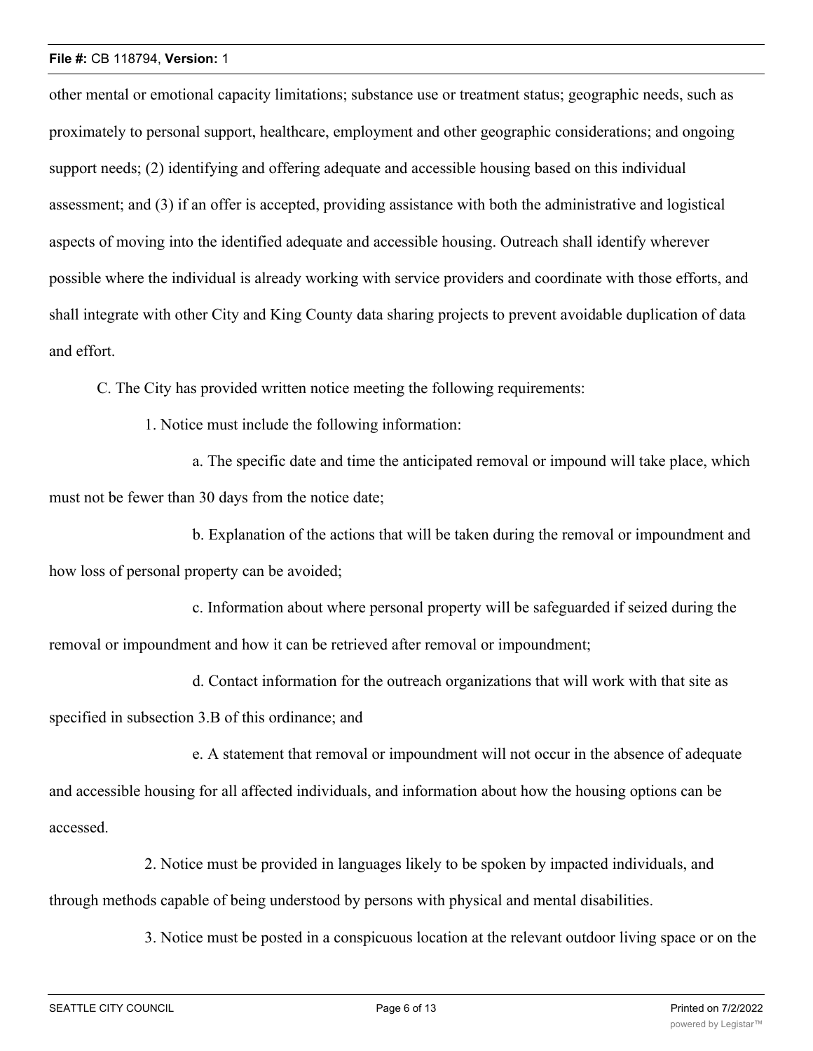other mental or emotional capacity limitations; substance use or treatment status; geographic needs, such as proximately to personal support, healthcare, employment and other geographic considerations; and ongoing support needs; (2) identifying and offering adequate and accessible housing based on this individual assessment; and (3) if an offer is accepted, providing assistance with both the administrative and logistical aspects of moving into the identified adequate and accessible housing. Outreach shall identify wherever possible where the individual is already working with service providers and coordinate with those efforts, and shall integrate with other City and King County data sharing projects to prevent avoidable duplication of data and effort.

C. The City has provided written notice meeting the following requirements:

1. Notice must include the following information:

a. The specific date and time the anticipated removal or impound will take place, which must not be fewer than 30 days from the notice date;

b. Explanation of the actions that will be taken during the removal or impoundment and how loss of personal property can be avoided;

c. Information about where personal property will be safeguarded if seized during the removal or impoundment and how it can be retrieved after removal or impoundment;

d. Contact information for the outreach organizations that will work with that site as specified in subsection 3.B of this ordinance; and

e. A statement that removal or impoundment will not occur in the absence of adequate and accessible housing for all affected individuals, and information about how the housing options can be accessed.

2. Notice must be provided in languages likely to be spoken by impacted individuals, and through methods capable of being understood by persons with physical and mental disabilities.

3. Notice must be posted in a conspicuous location at the relevant outdoor living space or on the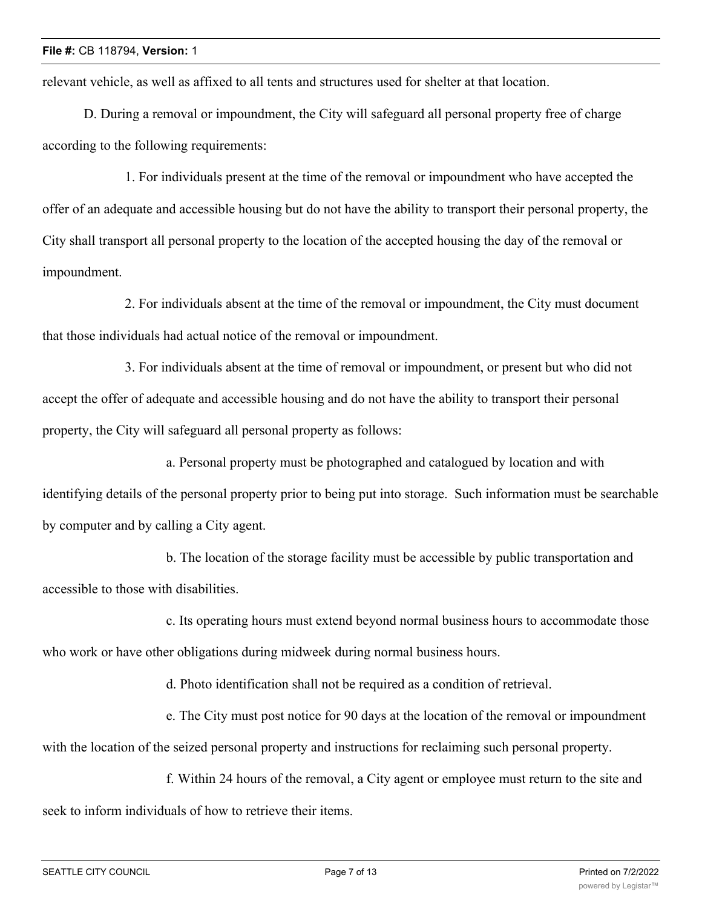relevant vehicle, as well as affixed to all tents and structures used for shelter at that location.

D. During a removal or impoundment, the City will safeguard all personal property free of charge according to the following requirements:

1. For individuals present at the time of the removal or impoundment who have accepted the offer of an adequate and accessible housing but do not have the ability to transport their personal property, the City shall transport all personal property to the location of the accepted housing the day of the removal or impoundment.

2. For individuals absent at the time of the removal or impoundment, the City must document that those individuals had actual notice of the removal or impoundment.

3. For individuals absent at the time of removal or impoundment, or present but who did not accept the offer of adequate and accessible housing and do not have the ability to transport their personal property, the City will safeguard all personal property as follows:

a. Personal property must be photographed and catalogued by location and with identifying details of the personal property prior to being put into storage. Such information must be searchable by computer and by calling a City agent.

b. The location of the storage facility must be accessible by public transportation and accessible to those with disabilities.

c. Its operating hours must extend beyond normal business hours to accommodate those who work or have other obligations during midweek during normal business hours.

d. Photo identification shall not be required as a condition of retrieval.

e. The City must post notice for 90 days at the location of the removal or impoundment with the location of the seized personal property and instructions for reclaiming such personal property.

f. Within 24 hours of the removal, a City agent or employee must return to the site and seek to inform individuals of how to retrieve their items.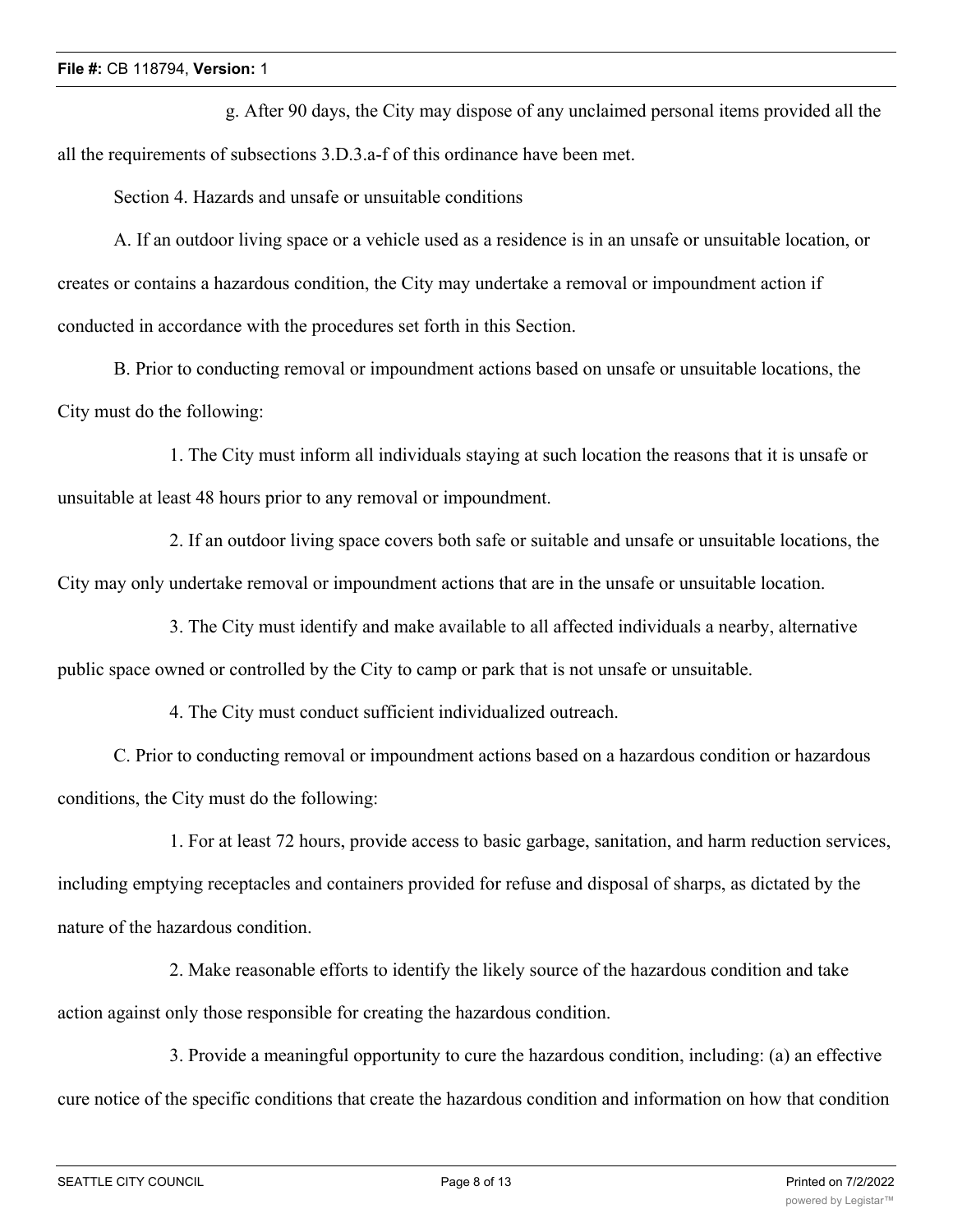g. After 90 days, the City may dispose of any unclaimed personal items provided all the all the requirements of subsections 3.D.3.a-f of this ordinance have been met.

Section 4. Hazards and unsafe or unsuitable conditions

A. If an outdoor living space or a vehicle used as a residence is in an unsafe or unsuitable location, or creates or contains a hazardous condition, the City may undertake a removal or impoundment action if conducted in accordance with the procedures set forth in this Section.

B. Prior to conducting removal or impoundment actions based on unsafe or unsuitable locations, the City must do the following:

1. The City must inform all individuals staying at such location the reasons that it is unsafe or unsuitable at least 48 hours prior to any removal or impoundment.

2. If an outdoor living space covers both safe or suitable and unsafe or unsuitable locations, the City may only undertake removal or impoundment actions that are in the unsafe or unsuitable location.

3. The City must identify and make available to all affected individuals a nearby, alternative public space owned or controlled by the City to camp or park that is not unsafe or unsuitable.

4. The City must conduct sufficient individualized outreach.

C. Prior to conducting removal or impoundment actions based on a hazardous condition or hazardous conditions, the City must do the following:

1. For at least 72 hours, provide access to basic garbage, sanitation, and harm reduction services, including emptying receptacles and containers provided for refuse and disposal of sharps, as dictated by the nature of the hazardous condition.

2. Make reasonable efforts to identify the likely source of the hazardous condition and take action against only those responsible for creating the hazardous condition.

3. Provide a meaningful opportunity to cure the hazardous condition, including: (a) an effective cure notice of the specific conditions that create the hazardous condition and information on how that condition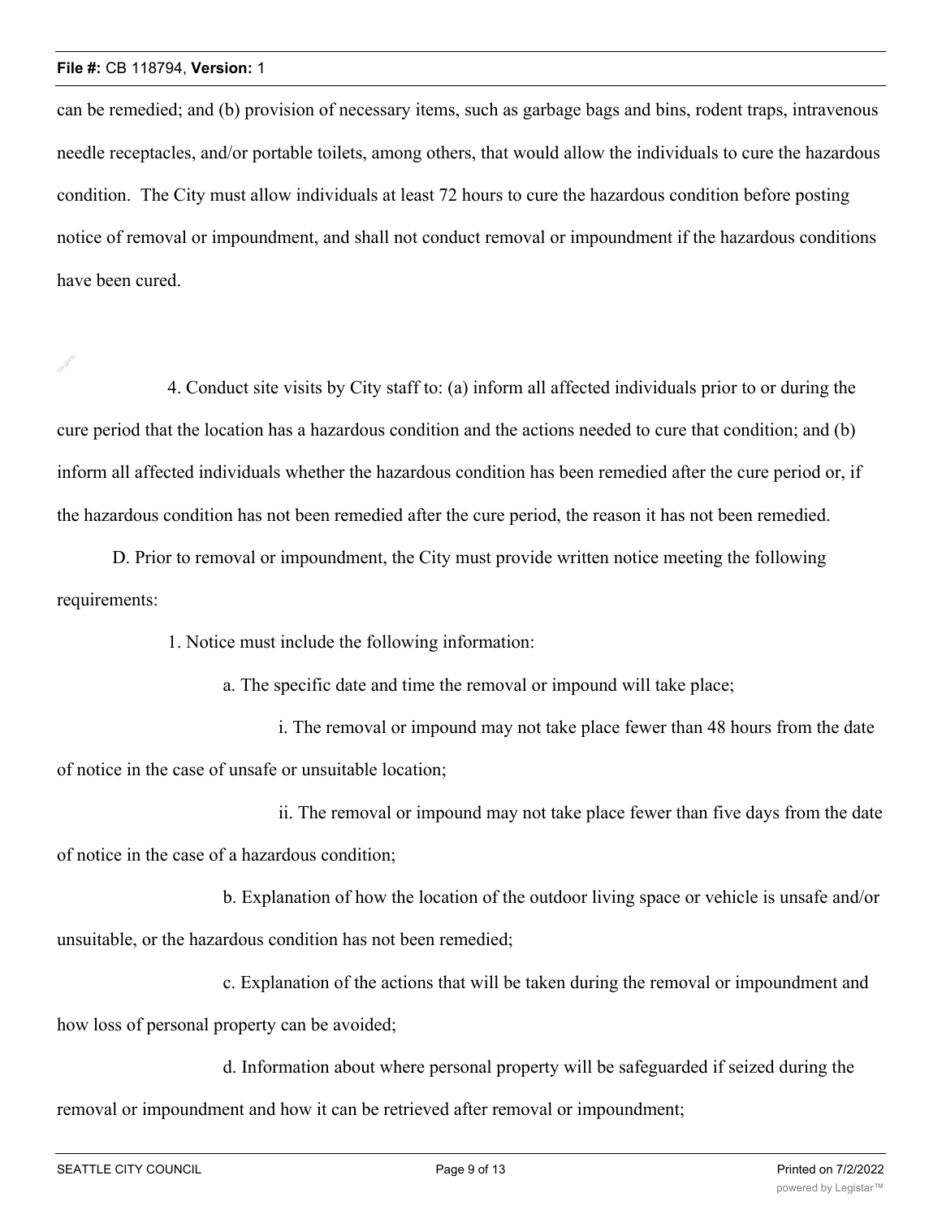can be remedied; and (b) provision of necessary items, such as garbage bags and bins, rodent traps, intravenous needle receptacles, and/or portable toilets, among others, that would allow the individuals to cure the hazardous condition. The City must allow individuals at least 72 hours to cure the hazardous condition before posting notice of removal or impoundment, and shall not conduct removal or impoundment if the hazardous conditions have been cured.

4. Conduct site visits by City staff to: (a) inform all affected individuals prior to or during the cure period that the location has a hazardous condition and the actions needed to cure that condition; and (b) inform all affected individuals whether the hazardous condition has been remedied after the cure period or, if the hazardous condition has not been remedied after the cure period, the reason it has not been remedied.

D. Prior to removal or impoundment, the City must provide written notice meeting the following requirements:

1. Notice must include the following information:

a. The specific date and time the removal or impound will take place;

i. The removal or impound may not take place fewer than 48 hours from the date of notice in the case of unsafe or unsuitable location;

ii. The removal or impound may not take place fewer than five days from the date of notice in the case of a hazardous condition;

b. Explanation of how the location of the outdoor living space or vehicle is unsafe and/or unsuitable, or the hazardous condition has not been remedied;

c. Explanation of the actions that will be taken during the removal or impoundment and how loss of personal property can be avoided;

d. Information about where personal property will be safeguarded if seized during the removal or impoundment and how it can be retrieved after removal or impoundment;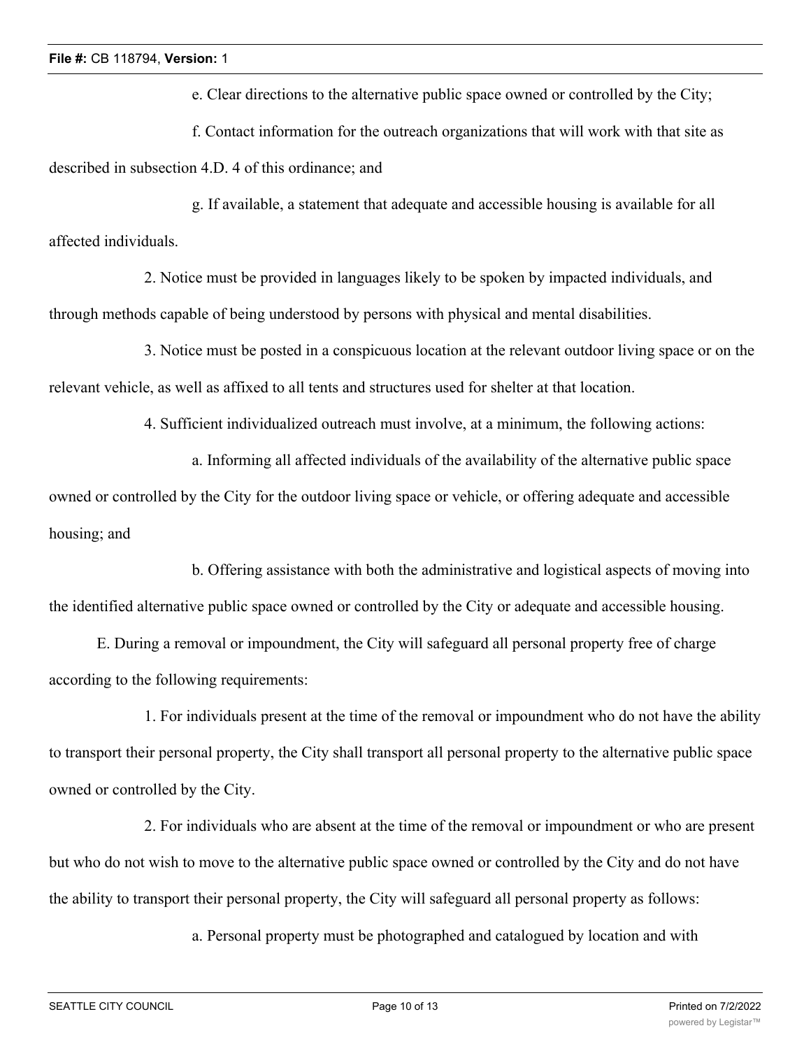e. Clear directions to the alternative public space owned or controlled by the City;

f. Contact information for the outreach organizations that will work with that site as described in subsection 4.D. 4 of this ordinance; and

g. If available, a statement that adequate and accessible housing is available for all affected individuals.

2. Notice must be provided in languages likely to be spoken by impacted individuals, and through methods capable of being understood by persons with physical and mental disabilities.

3. Notice must be posted in a conspicuous location at the relevant outdoor living space or on the relevant vehicle, as well as affixed to all tents and structures used for shelter at that location.

4. Sufficient individualized outreach must involve, at a minimum, the following actions:

a. Informing all affected individuals of the availability of the alternative public space owned or controlled by the City for the outdoor living space or vehicle, or offering adequate and accessible housing; and

b. Offering assistance with both the administrative and logistical aspects of moving into the identified alternative public space owned or controlled by the City or adequate and accessible housing.

E. During a removal or impoundment, the City will safeguard all personal property free of charge according to the following requirements:

1. For individuals present at the time of the removal or impoundment who do not have the ability to transport their personal property, the City shall transport all personal property to the alternative public space owned or controlled by the City.

2. For individuals who are absent at the time of the removal or impoundment or who are present but who do not wish to move to the alternative public space owned or controlled by the City and do not have the ability to transport their personal property, the City will safeguard all personal property as follows:

a. Personal property must be photographed and catalogued by location and with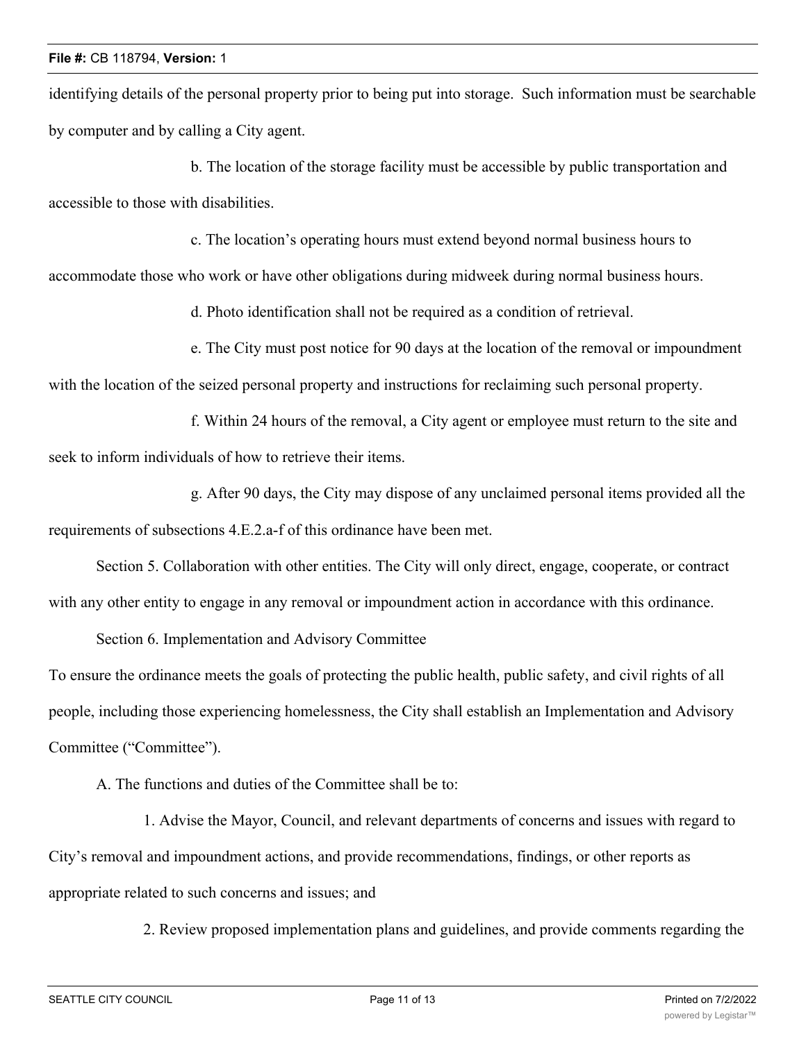identifying details of the personal property prior to being put into storage. Such information must be searchable by computer and by calling a City agent.

b. The location of the storage facility must be accessible by public transportation and accessible to those with disabilities.

c. The location's operating hours must extend beyond normal business hours to accommodate those who work or have other obligations during midweek during normal business hours.

d. Photo identification shall not be required as a condition of retrieval.

e. The City must post notice for 90 days at the location of the removal or impoundment with the location of the seized personal property and instructions for reclaiming such personal property.

f. Within 24 hours of the removal, a City agent or employee must return to the site and seek to inform individuals of how to retrieve their items.

g. After 90 days, the City may dispose of any unclaimed personal items provided all the requirements of subsections 4.E.2.a-f of this ordinance have been met.

Section 5. Collaboration with other entities. The City will only direct, engage, cooperate, or contract with any other entity to engage in any removal or impoundment action in accordance with this ordinance.

Section 6. Implementation and Advisory Committee

To ensure the ordinance meets the goals of protecting the public health, public safety, and civil rights of all people, including those experiencing homelessness, the City shall establish an Implementation and Advisory Committee ("Committee").

A. The functions and duties of the Committee shall be to:

1. Advise the Mayor, Council, and relevant departments of concerns and issues with regard to City's removal and impoundment actions, and provide recommendations, findings, or other reports as appropriate related to such concerns and issues; and

2. Review proposed implementation plans and guidelines, and provide comments regarding the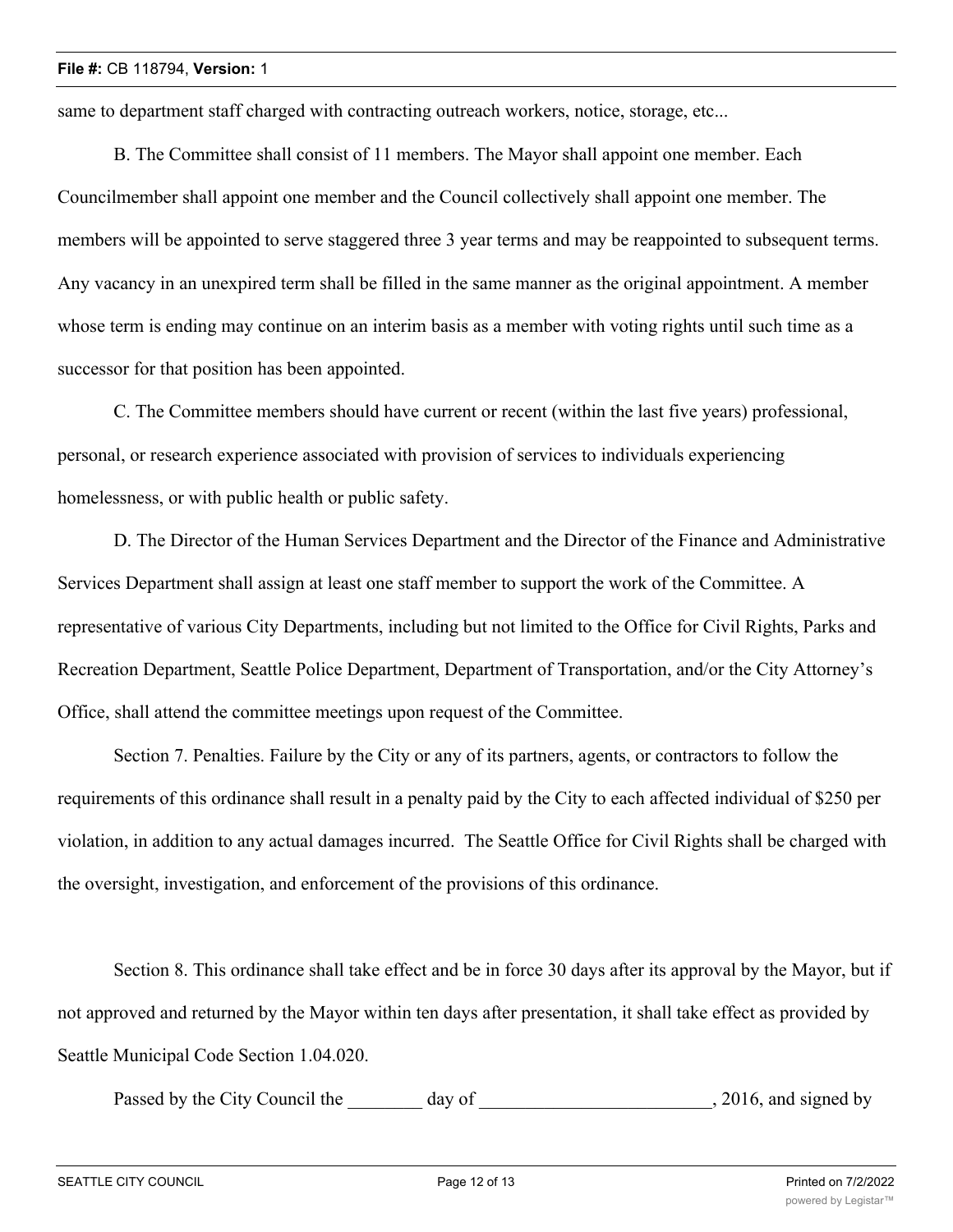same to department staff charged with contracting outreach workers, notice, storage, etc...

B. The Committee shall consist of 11 members. The Mayor shall appoint one member. Each Councilmember shall appoint one member and the Council collectively shall appoint one member. The members will be appointed to serve staggered three 3 year terms and may be reappointed to subsequent terms. Any vacancy in an unexpired term shall be filled in the same manner as the original appointment. A member whose term is ending may continue on an interim basis as a member with voting rights until such time as a successor for that position has been appointed.

C. The Committee members should have current or recent (within the last five years) professional, personal, or research experience associated with provision of services to individuals experiencing homelessness, or with public health or public safety.

D. The Director of the Human Services Department and the Director of the Finance and Administrative Services Department shall assign at least one staff member to support the work of the Committee. A representative of various City Departments, including but not limited to the Office for Civil Rights, Parks and Recreation Department, Seattle Police Department, Department of Transportation, and/or the City Attorney's Office, shall attend the committee meetings upon request of the Committee.

Section 7. Penalties. Failure by the City or any of its partners, agents, or contractors to follow the requirements of this ordinance shall result in a penalty paid by the City to each affected individual of $250 per violation, in addition to any actual damages incurred. The Seattle Office for Civil Rights shall be charged with the oversight, investigation, and enforcement of the provisions of this ordinance.

Section 8. This ordinance shall take effect and be in force 30 days after its approval by the Mayor, but if not approved and returned by the Mayor within ten days after presentation, it shall take effect as provided by Seattle Municipal Code Section 1.04.020.

Passed by the City Council the ________ day of _________________________, 2016, and signed by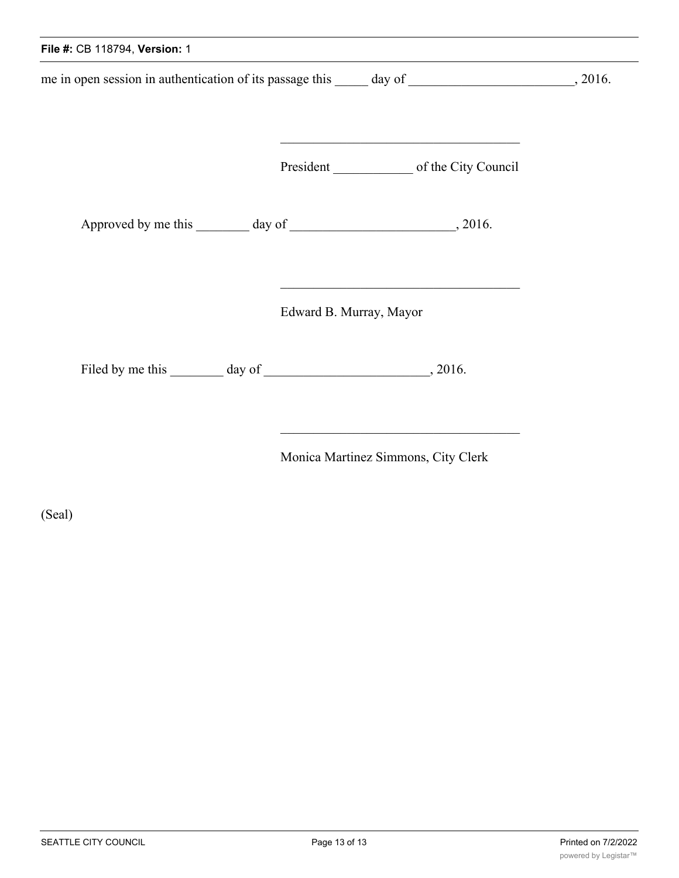me in open session in authentication of its passage this _____ day of _________________________, 2016.

____________________________________

President ____________ of the City Council

Approved by me this ________ day of _________________________, 2016.

____________________________________

Edward B. Murray, Mayor

Filed by me this ________ day of _________________________, 2016.

____________________________________

Monica Martinez Simmons, City Clerk

(Seal)